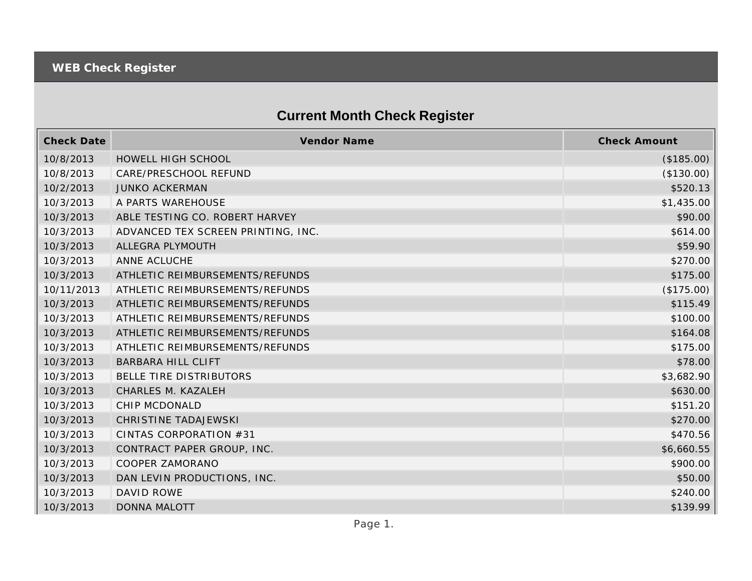# WEB Check Register

## Current Month Check Register

| Check Date | Vendor Name | Check Amount |
|---|---|---|
| 10/8/2013 | HOWELL HIGH SCHOOL | ($185.00) |
| 10/8/2013 | CARE/PRESCHOOL REFUND | ($130.00) |
| 10/2/2013 | JUNKO ACKERMAN | $520.13 |
| 10/3/2013 | A PARTS WAREHOUSE | $1,435.00 |
| 10/3/2013 | ABLE TESTING CO. ROBERT HARVEY | $90.00 |
| 10/3/2013 | ADVANCED TEX SCREEN PRINTING, INC. | $614.00 |
| 10/3/2013 | ALLEGRA PLYMOUTH | $59.90 |
| 10/3/2013 | ANNE ACLUCHE | $270.00 |
| 10/3/2013 | ATHLETIC REIMBURSEMENTS/REFUNDS | $175.00 |
| 10/11/2013 | ATHLETIC REIMBURSEMENTS/REFUNDS | ($175.00) |
| 10/3/2013 | ATHLETIC REIMBURSEMENTS/REFUNDS | $115.49 |
| 10/3/2013 | ATHLETIC REIMBURSEMENTS/REFUNDS | $100.00 |
| 10/3/2013 | ATHLETIC REIMBURSEMENTS/REFUNDS | $164.08 |
| 10/3/2013 | ATHLETIC REIMBURSEMENTS/REFUNDS | $175.00 |
| 10/3/2013 | BARBARA HILL CLIFT | $78.00 |
| 10/3/2013 | BELLE TIRE DISTRIBUTORS | $3,682.90 |
| 10/3/2013 | CHARLES M. KAZALEH | $630.00 |
| 10/3/2013 | CHIP MCDONALD | $151.20 |
| 10/3/2013 | CHRISTINE TADAJEWSKI | $270.00 |
| 10/3/2013 | CINTAS CORPORATION #31 | $470.56 |
| 10/3/2013 | CONTRACT PAPER GROUP, INC. | $6,660.55 |
| 10/3/2013 | COOPER ZAMORANO | $900.00 |
| 10/3/2013 | DAN LEVIN PRODUCTIONS, INC. | $50.00 |
| 10/3/2013 | DAVID ROWE | $240.00 |
| 10/3/2013 | DONNA MALOTT | $139.99 |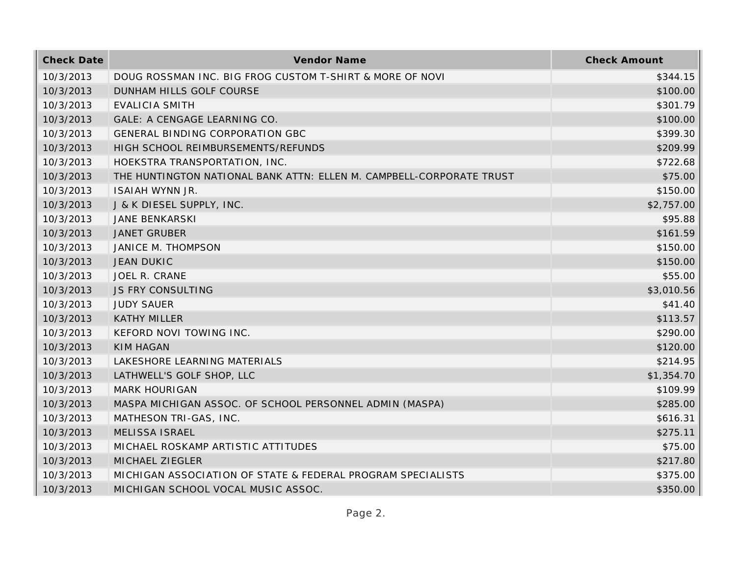| Check Date | Vendor Name | Check Amount |
| --- | --- | --- |
| 10/3/2013 | DOUG ROSSMAN INC. BIG FROG CUSTOM T-SHIRT & MORE OF NOVI | $344.15 |
| 10/3/2013 | DUNHAM HILLS GOLF COURSE | $100.00 |
| 10/3/2013 | EVALICIA SMITH | $301.79 |
| 10/3/2013 | GALE: A CENGAGE LEARNING CO. | $100.00 |
| 10/3/2013 | GENERAL BINDING CORPORATION GBC | $399.30 |
| 10/3/2013 | HIGH SCHOOL REIMBURSEMENTS/REFUNDS | $209.99 |
| 10/3/2013 | HOEKSTRA TRANSPORTATION, INC. | $722.68 |
| 10/3/2013 | THE HUNTINGTON NATIONAL BANK ATTN: ELLEN M. CAMPBELL-CORPORATE TRUST | $75.00 |
| 10/3/2013 | ISAIAH WYNN JR. | $150.00 |
| 10/3/2013 | J & K DIESEL SUPPLY, INC. | $2,757.00 |
| 10/3/2013 | JANE BENKARSKI | $95.88 |
| 10/3/2013 | JANET GRUBER | $161.59 |
| 10/3/2013 | JANICE M. THOMPSON | $150.00 |
| 10/3/2013 | JEAN DUKIC | $150.00 |
| 10/3/2013 | JOEL R. CRANE | $55.00 |
| 10/3/2013 | JS FRY CONSULTING | $3,010.56 |
| 10/3/2013 | JUDY SAUER | $41.40 |
| 10/3/2013 | KATHY MILLER | $113.57 |
| 10/3/2013 | KEFORD NOVI TOWING INC. | $290.00 |
| 10/3/2013 | KIM HAGAN | $120.00 |
| 10/3/2013 | LAKESHORE LEARNING MATERIALS | $214.95 |
| 10/3/2013 | LATHWELL'S GOLF SHOP, LLC | $1,354.70 |
| 10/3/2013 | MARK HOURIGAN | $109.99 |
| 10/3/2013 | MASPA MICHIGAN ASSOC. OF SCHOOL PERSONNEL ADMIN (MASPA) | $285.00 |
| 10/3/2013 | MATHESON TRI-GAS, INC. | $616.31 |
| 10/3/2013 | MELISSA ISRAEL | $275.11 |
| 10/3/2013 | MICHAEL ROSKAMP ARTISTIC ATTITUDES | $75.00 |
| 10/3/2013 | MICHAEL ZIEGLER | $217.80 |
| 10/3/2013 | MICHIGAN ASSOCIATION OF STATE & FEDERAL PROGRAM SPECIALISTS | $375.00 |
| 10/3/2013 | MICHIGAN SCHOOL VOCAL MUSIC ASSOC. | $350.00 |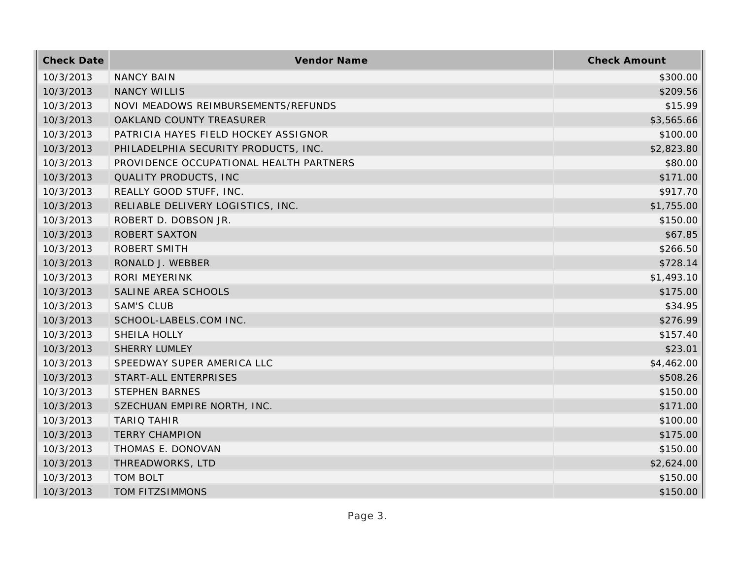| Check Date | Vendor Name | Check Amount |
|---|---|---|
| 10/3/2013 | NANCY BAIN | $300.00 |
| 10/3/2013 | NANCY WILLIS | $209.56 |
| 10/3/2013 | NOVI MEADOWS REIMBURSEMENTS/REFUNDS | $15.99 |
| 10/3/2013 | OAKLAND COUNTY TREASURER | $3,565.66 |
| 10/3/2013 | PATRICIA HAYES FIELD HOCKEY ASSIGNOR | $100.00 |
| 10/3/2013 | PHILADELPHIA SECURITY PRODUCTS, INC. | $2,823.80 |
| 10/3/2013 | PROVIDENCE OCCUPATIONAL HEALTH PARTNERS | $80.00 |
| 10/3/2013 | QUALITY PRODUCTS, INC | $171.00 |
| 10/3/2013 | REALLY GOOD STUFF, INC. | $917.70 |
| 10/3/2013 | RELIABLE DELIVERY LOGISTICS, INC. | $1,755.00 |
| 10/3/2013 | ROBERT D. DOBSON JR. | $150.00 |
| 10/3/2013 | ROBERT SAXTON | $67.85 |
| 10/3/2013 | ROBERT SMITH | $266.50 |
| 10/3/2013 | RONALD J. WEBBER | $728.14 |
| 10/3/2013 | RORI MEYERINK | $1,493.10 |
| 10/3/2013 | SALINE AREA SCHOOLS | $175.00 |
| 10/3/2013 | SAM'S CLUB | $34.95 |
| 10/3/2013 | SCHOOL-LABELS.COM INC. | $276.99 |
| 10/3/2013 | SHEILA HOLLY | $157.40 |
| 10/3/2013 | SHERRY LUMLEY | $23.01 |
| 10/3/2013 | SPEEDWAY SUPER AMERICA LLC | $4,462.00 |
| 10/3/2013 | START-ALL ENTERPRISES | $508.26 |
| 10/3/2013 | STEPHEN BARNES | $150.00 |
| 10/3/2013 | SZECHUAN EMPIRE NORTH, INC. | $171.00 |
| 10/3/2013 | TARIQ TAHIR | $100.00 |
| 10/3/2013 | TERRY CHAMPION | $175.00 |
| 10/3/2013 | THOMAS E. DONOVAN | $150.00 |
| 10/3/2013 | THREADWORKS, LTD | $2,624.00 |
| 10/3/2013 | TOM BOLT | $150.00 |
| 10/3/2013 | TOM FITZSIMMONS | $150.00 |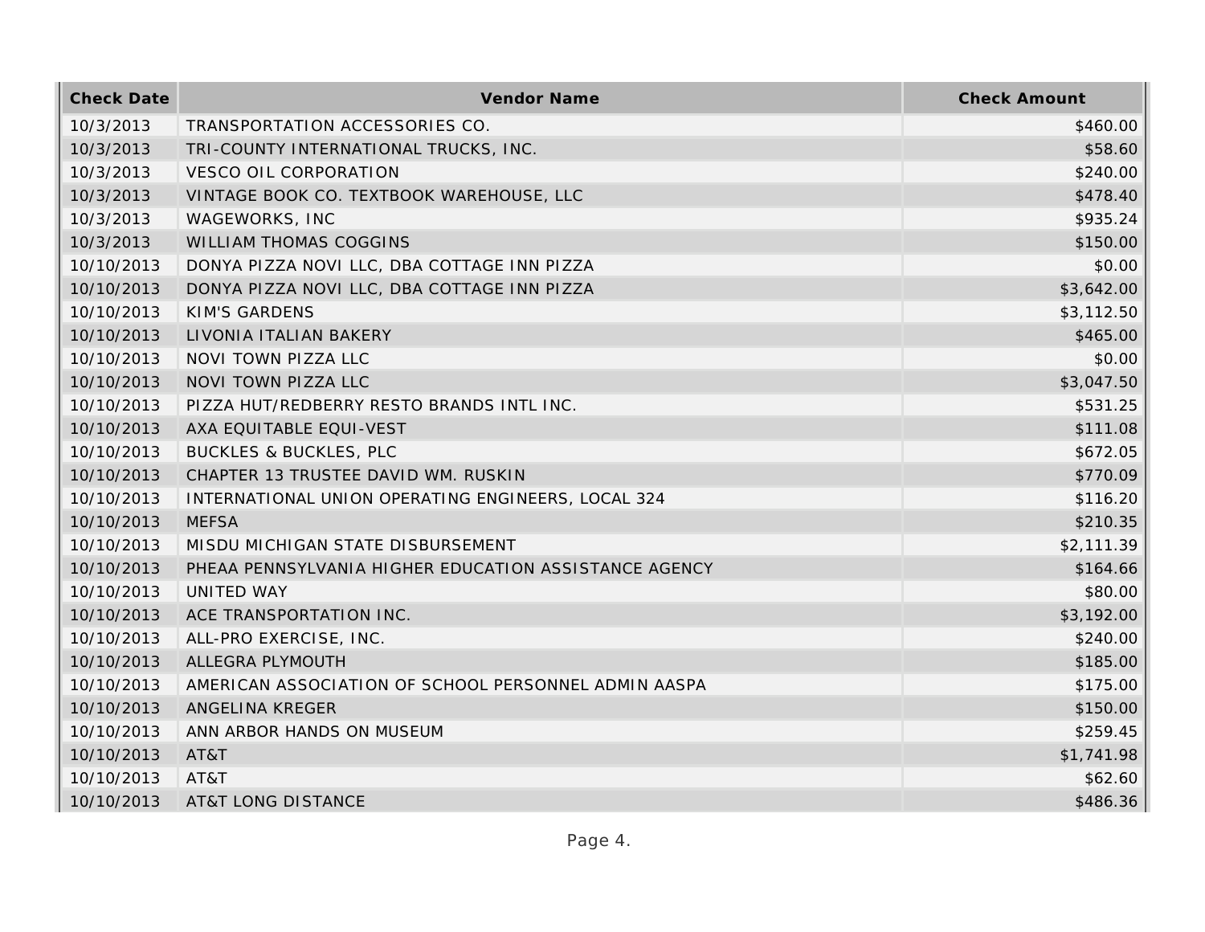| Check Date | Vendor Name | Check Amount |
| --- | --- | --- |
| 10/3/2013 | TRANSPORTATION ACCESSORIES CO. | $460.00 |
| 10/3/2013 | TRI-COUNTY INTERNATIONAL TRUCKS, INC. | $58.60 |
| 10/3/2013 | VESCO OIL CORPORATION | $240.00 |
| 10/3/2013 | VINTAGE BOOK CO. TEXTBOOK WAREHOUSE, LLC | $478.40 |
| 10/3/2013 | WAGEWORKS, INC | $935.24 |
| 10/3/2013 | WILLIAM THOMAS COGGINS | $150.00 |
| 10/10/2013 | DONYA PIZZA NOVI LLC, DBA COTTAGE INN PIZZA | $0.00 |
| 10/10/2013 | DONYA PIZZA NOVI LLC, DBA COTTAGE INN PIZZA | $3,642.00 |
| 10/10/2013 | KIM'S GARDENS | $3,112.50 |
| 10/10/2013 | LIVONIA ITALIAN BAKERY | $465.00 |
| 10/10/2013 | NOVI TOWN PIZZA LLC | $0.00 |
| 10/10/2013 | NOVI TOWN PIZZA LLC | $3,047.50 |
| 10/10/2013 | PIZZA HUT/REDBERRY RESTO BRANDS INTL INC. | $531.25 |
| 10/10/2013 | AXA EQUITABLE EQUI-VEST | $111.08 |
| 10/10/2013 | BUCKLES & BUCKLES, PLC | $672.05 |
| 10/10/2013 | CHAPTER 13 TRUSTEE DAVID WM. RUSKIN | $770.09 |
| 10/10/2013 | INTERNATIONAL UNION OPERATING ENGINEERS, LOCAL 324 | $116.20 |
| 10/10/2013 | MEFSA | $210.35 |
| 10/10/2013 | MISDU MICHIGAN STATE DISBURSEMENT | $2,111.39 |
| 10/10/2013 | PHEAA PENNSYLVANIA HIGHER EDUCATION ASSISTANCE AGENCY | $164.66 |
| 10/10/2013 | UNITED WAY | $80.00 |
| 10/10/2013 | ACE TRANSPORTATION INC. | $3,192.00 |
| 10/10/2013 | ALL-PRO EXERCISE, INC. | $240.00 |
| 10/10/2013 | ALLEGRA PLYMOUTH | $185.00 |
| 10/10/2013 | AMERICAN ASSOCIATION OF SCHOOL PERSONNEL ADMIN AASPA | $175.00 |
| 10/10/2013 | ANGELINA KREGER | $150.00 |
| 10/10/2013 | ANN ARBOR HANDS ON MUSEUM | $259.45 |
| 10/10/2013 | AT&T | $1,741.98 |
| 10/10/2013 | AT&T | $62.60 |
| 10/10/2013 | AT&T LONG DISTANCE | $486.36 |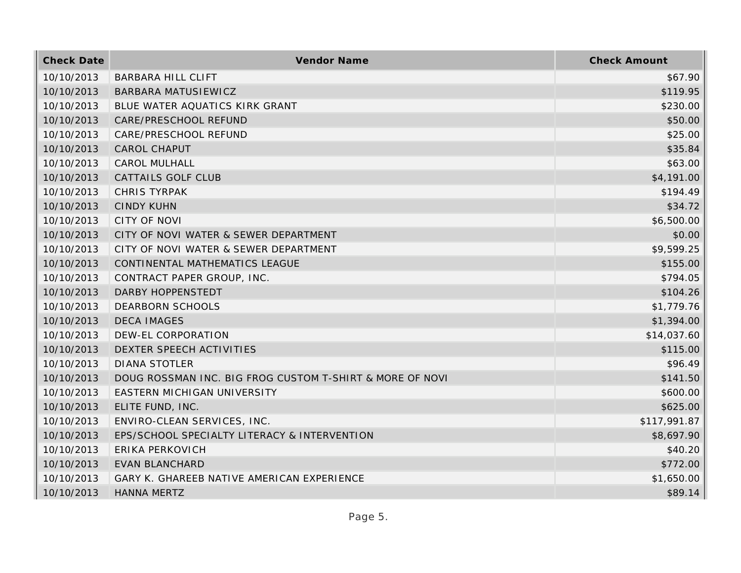| Check Date | Vendor Name | Check Amount |
|---|---|---|
| 10/10/2013 | BARBARA HILL CLIFT | $67.90 |
| 10/10/2013 | BARBARA MATUSIEWICZ | $119.95 |
| 10/10/2013 | BLUE WATER AQUATICS KIRK GRANT | $230.00 |
| 10/10/2013 | CARE/PRESCHOOL REFUND | $50.00 |
| 10/10/2013 | CARE/PRESCHOOL REFUND | $25.00 |
| 10/10/2013 | CAROL CHAPUT | $35.84 |
| 10/10/2013 | CAROL MULHALL | $63.00 |
| 10/10/2013 | CATTAILS GOLF CLUB | $4,191.00 |
| 10/10/2013 | CHRIS TYRPAK | $194.49 |
| 10/10/2013 | CINDY KUHN | $34.72 |
| 10/10/2013 | CITY OF NOVI | $6,500.00 |
| 10/10/2013 | CITY OF NOVI WATER & SEWER DEPARTMENT | $0.00 |
| 10/10/2013 | CITY OF NOVI WATER & SEWER DEPARTMENT | $9,599.25 |
| 10/10/2013 | CONTINENTAL MATHEMATICS LEAGUE | $155.00 |
| 10/10/2013 | CONTRACT PAPER GROUP, INC. | $794.05 |
| 10/10/2013 | DARBY HOPPENSTEDT | $104.26 |
| 10/10/2013 | DEARBORN SCHOOLS | $1,779.76 |
| 10/10/2013 | DECA IMAGES | $1,394.00 |
| 10/10/2013 | DEW-EL CORPORATION | $14,037.60 |
| 10/10/2013 | DEXTER SPEECH ACTIVITIES | $115.00 |
| 10/10/2013 | DIANA STOTLER | $96.49 |
| 10/10/2013 | DOUG ROSSMAN INC. BIG FROG CUSTOM T-SHIRT & MORE OF NOVI | $141.50 |
| 10/10/2013 | EASTERN MICHIGAN UNIVERSITY | $600.00 |
| 10/10/2013 | ELITE FUND, INC. | $625.00 |
| 10/10/2013 | ENVIRO-CLEAN SERVICES, INC. | $117,991.87 |
| 10/10/2013 | EPS/SCHOOL SPECIALTY LITERACY & INTERVENTION | $8,697.90 |
| 10/10/2013 | ERIKA PERKOVICH | $40.20 |
| 10/10/2013 | EVAN BLANCHARD | $772.00 |
| 10/10/2013 | GARY K. GHAREEB NATIVE AMERICAN EXPERIENCE | $1,650.00 |
| 10/10/2013 | HANNA MERTZ | $89.14 |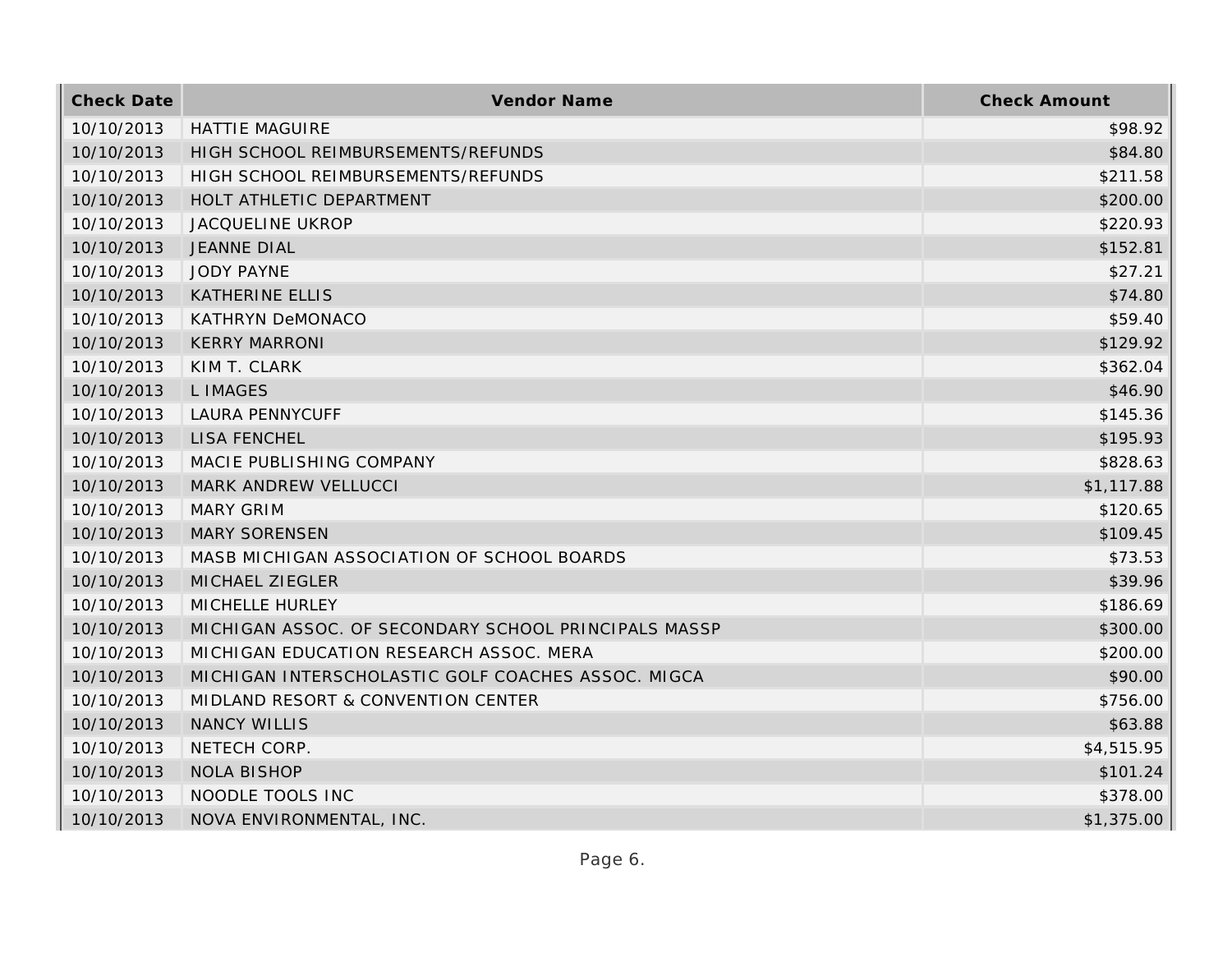| Check Date | Vendor Name | Check Amount |
|---|---|---|
| 10/10/2013 | HATTIE MAGUIRE | $98.92 |
| 10/10/2013 | HIGH SCHOOL REIMBURSEMENTS/REFUNDS | $84.80 |
| 10/10/2013 | HIGH SCHOOL REIMBURSEMENTS/REFUNDS | $211.58 |
| 10/10/2013 | HOLT ATHLETIC DEPARTMENT | $200.00 |
| 10/10/2013 | JACQUELINE UKROP | $220.93 |
| 10/10/2013 | JEANNE DIAL | $152.81 |
| 10/10/2013 | JODY PAYNE | $27.21 |
| 10/10/2013 | KATHERINE ELLIS | $74.80 |
| 10/10/2013 | KATHRYN DeMONACO | $59.40 |
| 10/10/2013 | KERRY MARRONI | $129.92 |
| 10/10/2013 | KIM T. CLARK | $362.04 |
| 10/10/2013 | L IMAGES | $46.90 |
| 10/10/2013 | LAURA PENNYCUFF | $145.36 |
| 10/10/2013 | LISA FENCHEL | $195.93 |
| 10/10/2013 | MACIE PUBLISHING COMPANY | $828.63 |
| 10/10/2013 | MARK ANDREW VELLUCCI | $1,117.88 |
| 10/10/2013 | MARY GRIM | $120.65 |
| 10/10/2013 | MARY SORENSEN | $109.45 |
| 10/10/2013 | MASB MICHIGAN ASSOCIATION OF SCHOOL BOARDS | $73.53 |
| 10/10/2013 | MICHAEL ZIEGLER | $39.96 |
| 10/10/2013 | MICHELLE HURLEY | $186.69 |
| 10/10/2013 | MICHIGAN ASSOC. OF SECONDARY SCHOOL PRINCIPALS MASSP | $300.00 |
| 10/10/2013 | MICHIGAN EDUCATION RESEARCH ASSOC. MERA | $200.00 |
| 10/10/2013 | MICHIGAN INTERSCHOLASTIC GOLF COACHES ASSOC. MIGCA | $90.00 |
| 10/10/2013 | MIDLAND RESORT & CONVENTION CENTER | $756.00 |
| 10/10/2013 | NANCY WILLIS | $63.88 |
| 10/10/2013 | NETECH CORP. | $4,515.95 |
| 10/10/2013 | NOLA BISHOP | $101.24 |
| 10/10/2013 | NOODLE TOOLS INC | $378.00 |
| 10/10/2013 | NOVA ENVIRONMENTAL, INC. | $1,375.00 |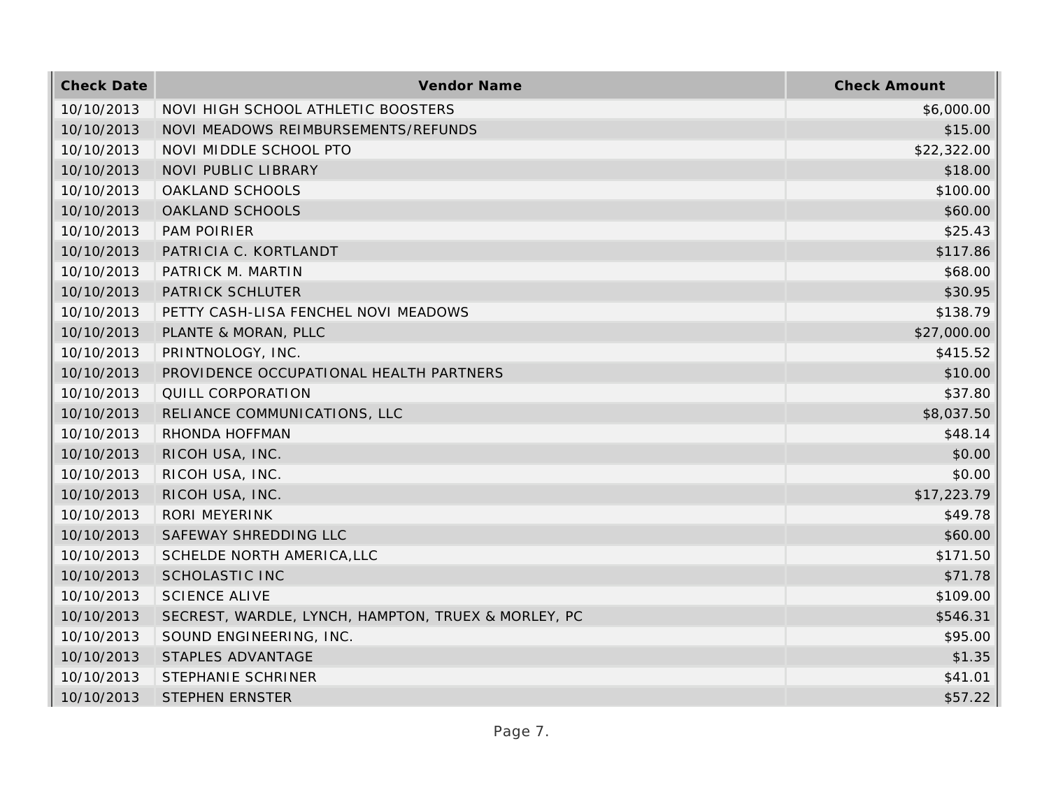| Check Date | Vendor Name | Check Amount |
|---|---|---|
| 10/10/2013 | NOVI HIGH SCHOOL ATHLETIC BOOSTERS | $6,000.00 |
| 10/10/2013 | NOVI MEADOWS REIMBURSEMENTS/REFUNDS | $15.00 |
| 10/10/2013 | NOVI MIDDLE SCHOOL PTO | $22,322.00 |
| 10/10/2013 | NOVI PUBLIC LIBRARY | $18.00 |
| 10/10/2013 | OAKLAND SCHOOLS | $100.00 |
| 10/10/2013 | OAKLAND SCHOOLS | $60.00 |
| 10/10/2013 | PAM POIRIER | $25.43 |
| 10/10/2013 | PATRICIA C. KORTLANDT | $117.86 |
| 10/10/2013 | PATRICK M. MARTIN | $68.00 |
| 10/10/2013 | PATRICK SCHLUTER | $30.95 |
| 10/10/2013 | PETTY CASH-LISA FENCHEL NOVI MEADOWS | $138.79 |
| 10/10/2013 | PLANTE & MORAN, PLLC | $27,000.00 |
| 10/10/2013 | PRINTNOLOGY, INC. | $415.52 |
| 10/10/2013 | PROVIDENCE OCCUPATIONAL HEALTH PARTNERS | $10.00 |
| 10/10/2013 | QUILL CORPORATION | $37.80 |
| 10/10/2013 | RELIANCE COMMUNICATIONS, LLC | $8,037.50 |
| 10/10/2013 | RHONDA HOFFMAN | $48.14 |
| 10/10/2013 | RICOH USA, INC. | $0.00 |
| 10/10/2013 | RICOH USA, INC. | $0.00 |
| 10/10/2013 | RICOH USA, INC. | $17,223.79 |
| 10/10/2013 | RORI MEYERINK | $49.78 |
| 10/10/2013 | SAFEWAY SHREDDING LLC | $60.00 |
| 10/10/2013 | SCHELDE NORTH AMERICA,LLC | $171.50 |
| 10/10/2013 | SCHOLASTIC INC | $71.78 |
| 10/10/2013 | SCIENCE ALIVE | $109.00 |
| 10/10/2013 | SECREST, WARDLE, LYNCH, HAMPTON, TRUEX & MORLEY, PC | $546.31 |
| 10/10/2013 | SOUND ENGINEERING, INC. | $95.00 |
| 10/10/2013 | STAPLES ADVANTAGE | $1.35 |
| 10/10/2013 | STEPHANIE SCHRINER | $41.01 |
| 10/10/2013 | STEPHEN ERNSTER | $57.22 |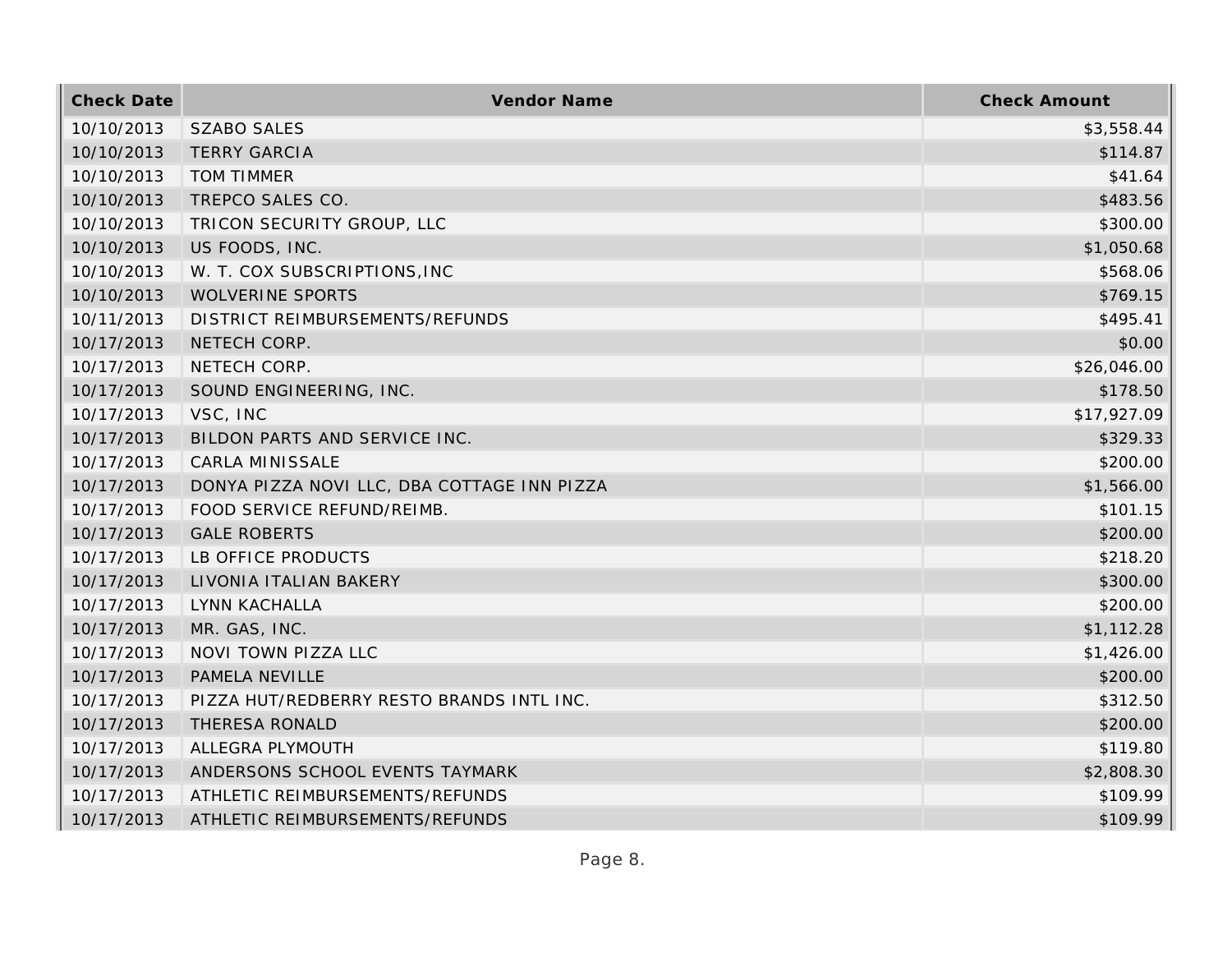| Check Date | Vendor Name | Check Amount |
| --- | --- | --- |
| 10/10/2013 | SZABO SALES | $3,558.44 |
| 10/10/2013 | TERRY GARCIA | $114.87 |
| 10/10/2013 | TOM TIMMER | $41.64 |
| 10/10/2013 | TREPCO SALES CO. | $483.56 |
| 10/10/2013 | TRICON SECURITY GROUP, LLC | $300.00 |
| 10/10/2013 | US FOODS, INC. | $1,050.68 |
| 10/10/2013 | W. T. COX SUBSCRIPTIONS,INC | $568.06 |
| 10/10/2013 | WOLVERINE SPORTS | $769.15 |
| 10/11/2013 | DISTRICT REIMBURSEMENTS/REFUNDS | $495.41 |
| 10/17/2013 | NETECH CORP. | $0.00 |
| 10/17/2013 | NETECH CORP. | $26,046.00 |
| 10/17/2013 | SOUND ENGINEERING, INC. | $178.50 |
| 10/17/2013 | VSC, INC | $17,927.09 |
| 10/17/2013 | BILDON PARTS AND SERVICE INC. | $329.33 |
| 10/17/2013 | CARLA MINISSALE | $200.00 |
| 10/17/2013 | DONYA PIZZA NOVI LLC, DBA COTTAGE INN PIZZA | $1,566.00 |
| 10/17/2013 | FOOD SERVICE REFUND/REIMB. | $101.15 |
| 10/17/2013 | GALE ROBERTS | $200.00 |
| 10/17/2013 | LB OFFICE PRODUCTS | $218.20 |
| 10/17/2013 | LIVONIA ITALIAN BAKERY | $300.00 |
| 10/17/2013 | LYNN KACHALLA | $200.00 |
| 10/17/2013 | MR. GAS, INC. | $1,112.28 |
| 10/17/2013 | NOVI TOWN PIZZA LLC | $1,426.00 |
| 10/17/2013 | PAMELA NEVILLE | $200.00 |
| 10/17/2013 | PIZZA HUT/REDBERRY RESTO BRANDS INTL INC. | $312.50 |
| 10/17/2013 | THERESA RONALD | $200.00 |
| 10/17/2013 | ALLEGRA PLYMOUTH | $119.80 |
| 10/17/2013 | ANDERSONS SCHOOL EVENTS TAYMARK | $2,808.30 |
| 10/17/2013 | ATHLETIC REIMBURSEMENTS/REFUNDS | $109.99 |
| 10/17/2013 | ATHLETIC REIMBURSEMENTS/REFUNDS | $109.99 |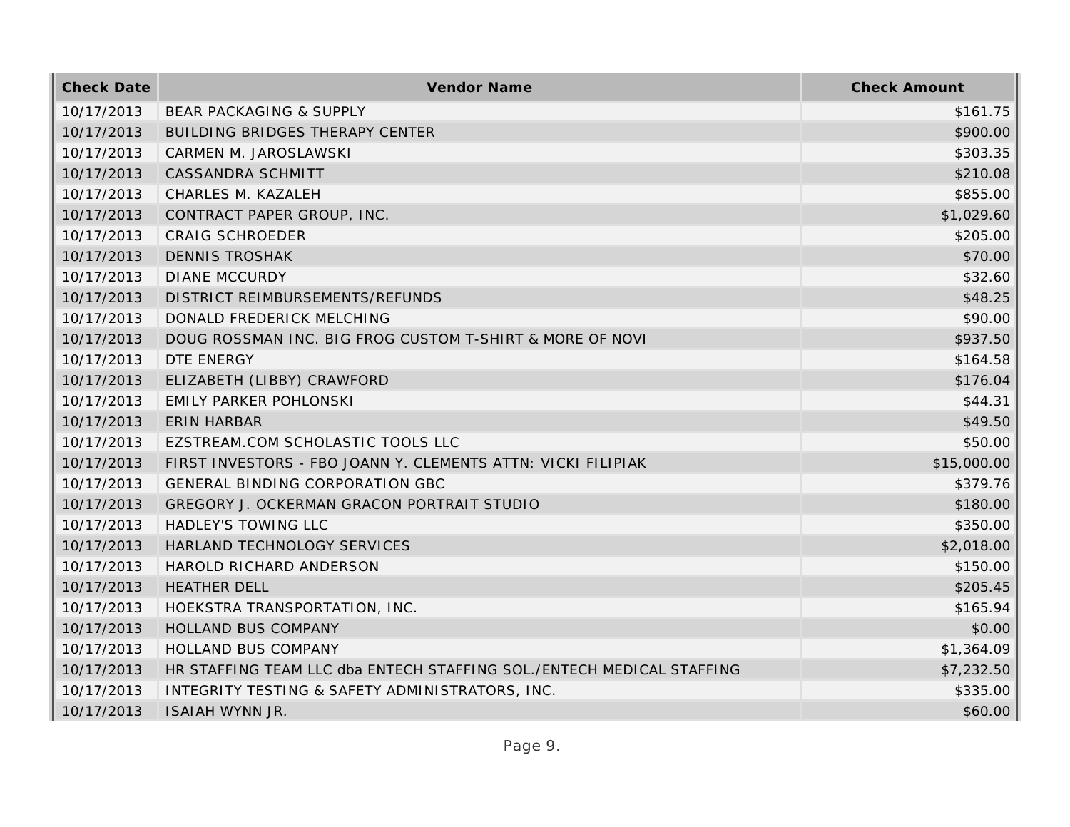| Check Date | Vendor Name | Check Amount |
|---|---|---|
| 10/17/2013 | BEAR PACKAGING & SUPPLY | $161.75 |
| 10/17/2013 | BUILDING BRIDGES THERAPY CENTER | $900.00 |
| 10/17/2013 | CARMEN M. JAROSLAWSKI | $303.35 |
| 10/17/2013 | CASSANDRA SCHMITT | $210.08 |
| 10/17/2013 | CHARLES M. KAZALEH | $855.00 |
| 10/17/2013 | CONTRACT PAPER GROUP, INC. | $1,029.60 |
| 10/17/2013 | CRAIG SCHROEDER | $205.00 |
| 10/17/2013 | DENNIS TROSHAK | $70.00 |
| 10/17/2013 | DIANE MCCURDY | $32.60 |
| 10/17/2013 | DISTRICT REIMBURSEMENTS/REFUNDS | $48.25 |
| 10/17/2013 | DONALD FREDERICK MELCHING | $90.00 |
| 10/17/2013 | DOUG ROSSMAN INC. BIG FROG CUSTOM T-SHIRT & MORE OF NOVI | $937.50 |
| 10/17/2013 | DTE ENERGY | $164.58 |
| 10/17/2013 | ELIZABETH (LIBBY) CRAWFORD | $176.04 |
| 10/17/2013 | EMILY PARKER POHLONSKI | $44.31 |
| 10/17/2013 | ERIN HARBAR | $49.50 |
| 10/17/2013 | EZSTREAM.COM SCHOLASTIC TOOLS LLC | $50.00 |
| 10/17/2013 | FIRST INVESTORS - FBO JOANN Y. CLEMENTS ATTN: VICKI FILIPIAK | $15,000.00 |
| 10/17/2013 | GENERAL BINDING CORPORATION GBC | $379.76 |
| 10/17/2013 | GREGORY J. OCKERMAN GRACON PORTRAIT STUDIO | $180.00 |
| 10/17/2013 | HADLEY'S TOWING LLC | $350.00 |
| 10/17/2013 | HARLAND TECHNOLOGY SERVICES | $2,018.00 |
| 10/17/2013 | HAROLD RICHARD ANDERSON | $150.00 |
| 10/17/2013 | HEATHER DELL | $205.45 |
| 10/17/2013 | HOEKSTRA TRANSPORTATION, INC. | $165.94 |
| 10/17/2013 | HOLLAND BUS COMPANY | $0.00 |
| 10/17/2013 | HOLLAND BUS COMPANY | $1,364.09 |
| 10/17/2013 | HR STAFFING TEAM LLC dba ENTECH STAFFING SOL./ENTECH MEDICAL STAFFING | $7,232.50 |
| 10/17/2013 | INTEGRITY TESTING & SAFETY ADMINISTRATORS, INC. | $335.00 |
| 10/17/2013 | ISAIAH WYNN JR. | $60.00 |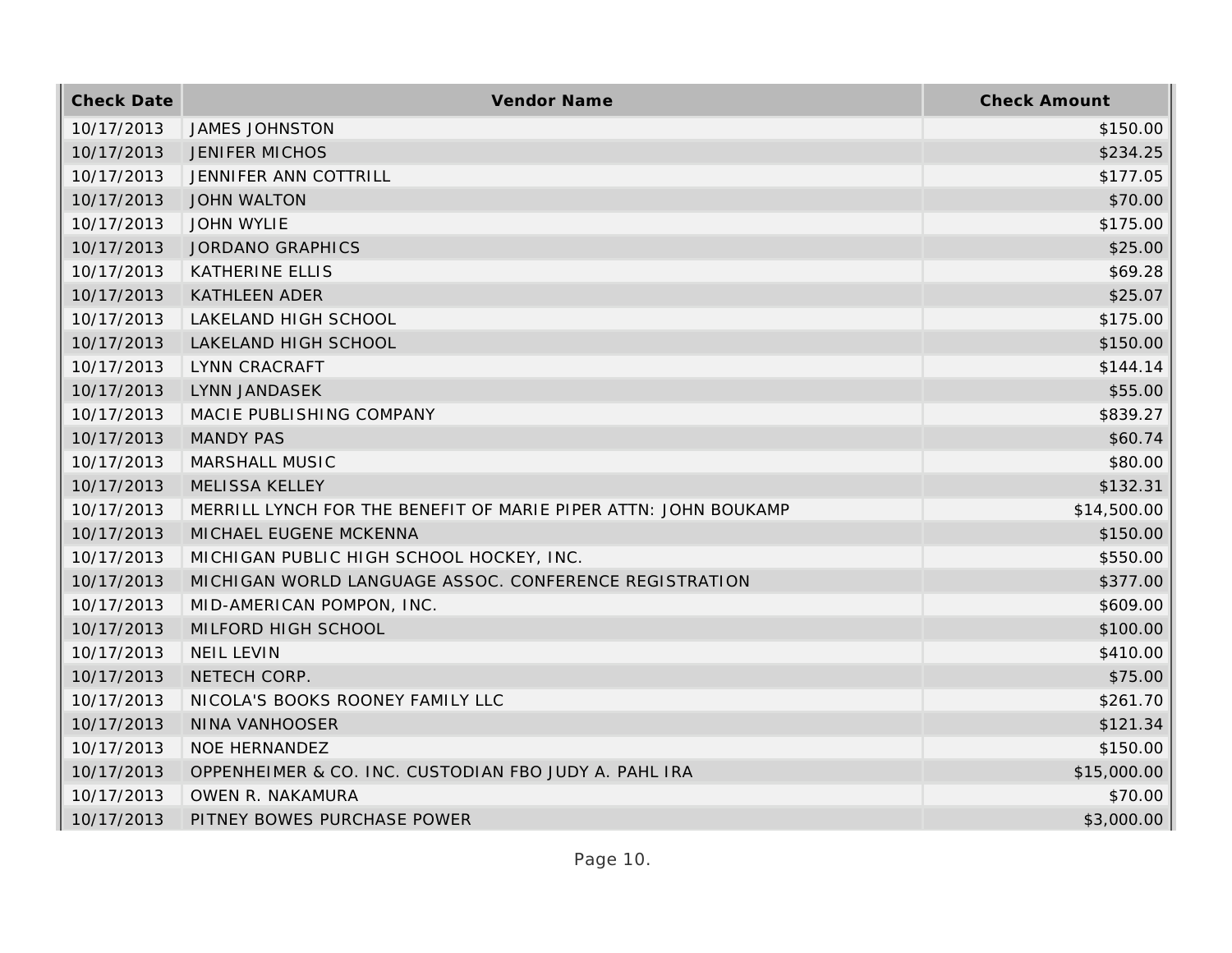| Check Date | Vendor Name | Check Amount |
| --- | --- | --- |
| 10/17/2013 | JAMES JOHNSTON | $150.00 |
| 10/17/2013 | JENIFER MICHOS | $234.25 |
| 10/17/2013 | JENNIFER ANN COTTRILL | $177.05 |
| 10/17/2013 | JOHN WALTON | $70.00 |
| 10/17/2013 | JOHN WYLIE | $175.00 |
| 10/17/2013 | JORDANO GRAPHICS | $25.00 |
| 10/17/2013 | KATHERINE ELLIS | $69.28 |
| 10/17/2013 | KATHLEEN ADER | $25.07 |
| 10/17/2013 | LAKELAND HIGH SCHOOL | $175.00 |
| 10/17/2013 | LAKELAND HIGH SCHOOL | $150.00 |
| 10/17/2013 | LYNN CRACRAFT | $144.14 |
| 10/17/2013 | LYNN JANDASEK | $55.00 |
| 10/17/2013 | MACIE PUBLISHING COMPANY | $839.27 |
| 10/17/2013 | MANDY PAS | $60.74 |
| 10/17/2013 | MARSHALL MUSIC | $80.00 |
| 10/17/2013 | MELISSA KELLEY | $132.31 |
| 10/17/2013 | MERRILL LYNCH FOR THE BENEFIT OF MARIE PIPER ATTN: JOHN BOUKAMP | $14,500.00 |
| 10/17/2013 | MICHAEL EUGENE MCKENNA | $150.00 |
| 10/17/2013 | MICHIGAN PUBLIC HIGH SCHOOL HOCKEY, INC. | $550.00 |
| 10/17/2013 | MICHIGAN WORLD LANGUAGE ASSOC. CONFERENCE REGISTRATION | $377.00 |
| 10/17/2013 | MID-AMERICAN POMPON, INC. | $609.00 |
| 10/17/2013 | MILFORD HIGH SCHOOL | $100.00 |
| 10/17/2013 | NEIL LEVIN | $410.00 |
| 10/17/2013 | NETECH CORP. | $75.00 |
| 10/17/2013 | NICOLA'S BOOKS ROONEY FAMILY LLC | $261.70 |
| 10/17/2013 | NINA VANHOOSER | $121.34 |
| 10/17/2013 | NOE HERNANDEZ | $150.00 |
| 10/17/2013 | OPPENHEIMER & CO. INC. CUSTODIAN FBO JUDY A. PAHL IRA | $15,000.00 |
| 10/17/2013 | OWEN R. NAKAMURA | $70.00 |
| 10/17/2013 | PITNEY BOWES PURCHASE POWER | $3,000.00 |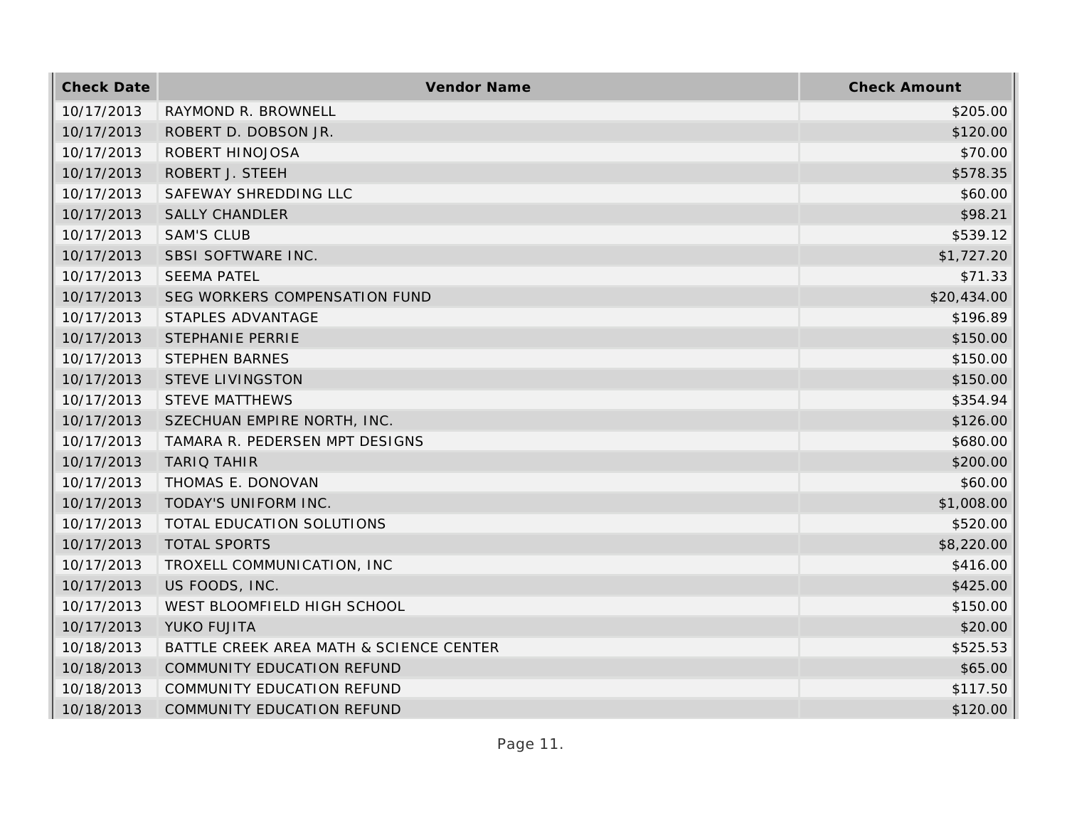| Check Date | Vendor Name | Check Amount |
|---|---|---|
| 10/17/2013 | RAYMOND R. BROWNELL | $205.00 |
| 10/17/2013 | ROBERT D. DOBSON JR. | $120.00 |
| 10/17/2013 | ROBERT HINOJOSA | $70.00 |
| 10/17/2013 | ROBERT J. STEEH | $578.35 |
| 10/17/2013 | SAFEWAY SHREDDING LLC | $60.00 |
| 10/17/2013 | SALLY CHANDLER | $98.21 |
| 10/17/2013 | SAM'S CLUB | $539.12 |
| 10/17/2013 | SBSI SOFTWARE INC. | $1,727.20 |
| 10/17/2013 | SEEMA PATEL | $71.33 |
| 10/17/2013 | SEG WORKERS COMPENSATION FUND | $20,434.00 |
| 10/17/2013 | STAPLES ADVANTAGE | $196.89 |
| 10/17/2013 | STEPHANIE PERRIE | $150.00 |
| 10/17/2013 | STEPHEN BARNES | $150.00 |
| 10/17/2013 | STEVE LIVINGSTON | $150.00 |
| 10/17/2013 | STEVE MATTHEWS | $354.94 |
| 10/17/2013 | SZECHUAN EMPIRE NORTH, INC. | $126.00 |
| 10/17/2013 | TAMARA R. PEDERSEN MPT DESIGNS | $680.00 |
| 10/17/2013 | TARIQ TAHIR | $200.00 |
| 10/17/2013 | THOMAS E. DONOVAN | $60.00 |
| 10/17/2013 | TODAY'S UNIFORM INC. | $1,008.00 |
| 10/17/2013 | TOTAL EDUCATION SOLUTIONS | $520.00 |
| 10/17/2013 | TOTAL SPORTS | $8,220.00 |
| 10/17/2013 | TROXELL COMMUNICATION, INC | $416.00 |
| 10/17/2013 | US FOODS, INC. | $425.00 |
| 10/17/2013 | WEST BLOOMFIELD HIGH SCHOOL | $150.00 |
| 10/17/2013 | YUKO FUJITA | $20.00 |
| 10/18/2013 | BATTLE CREEK AREA MATH & SCIENCE CENTER | $525.53 |
| 10/18/2013 | COMMUNITY EDUCATION REFUND | $65.00 |
| 10/18/2013 | COMMUNITY EDUCATION REFUND | $117.50 |
| 10/18/2013 | COMMUNITY EDUCATION REFUND | $120.00 |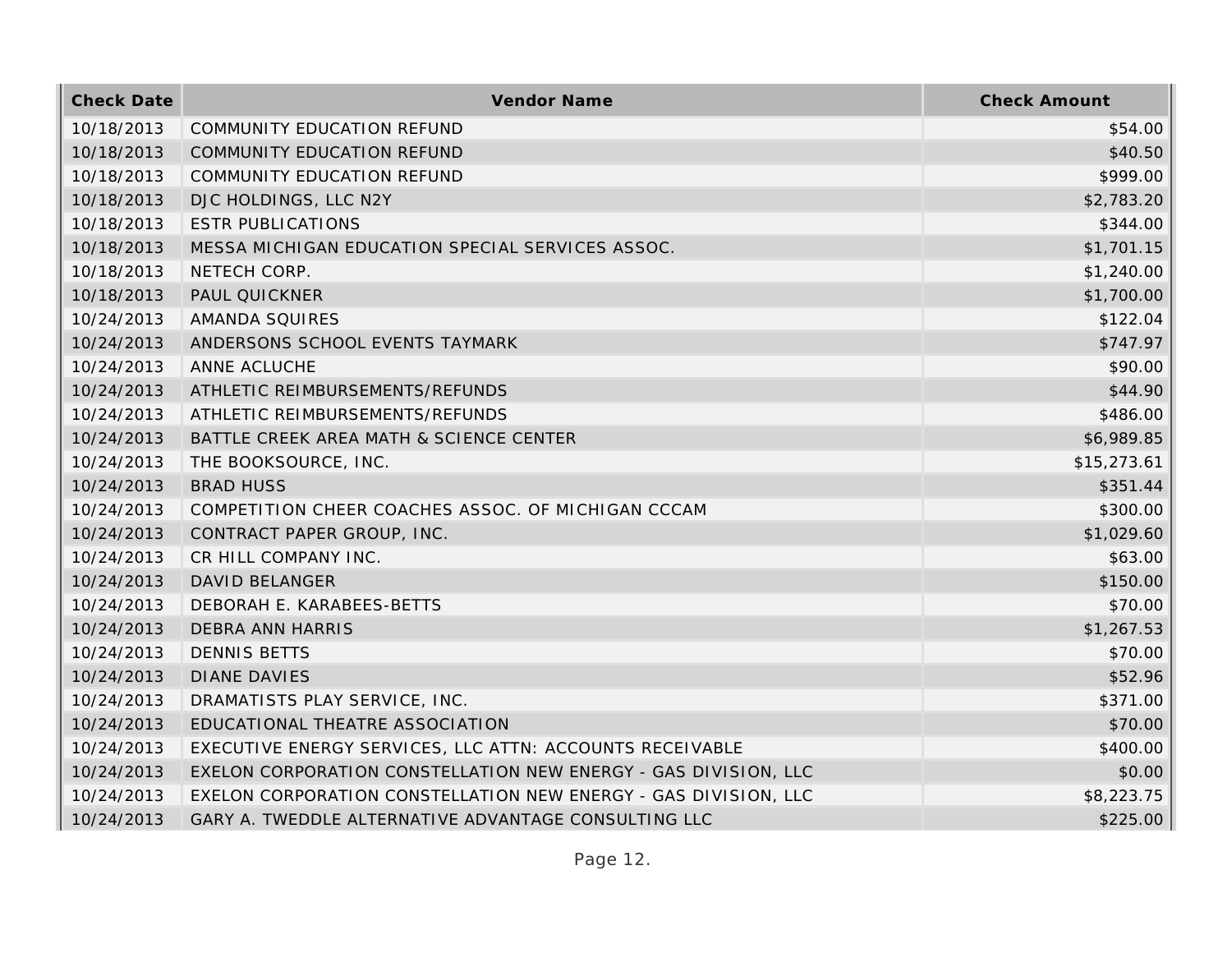| Check Date | Vendor Name | Check Amount |
|---|---|---|
| 10/18/2013 | COMMUNITY EDUCATION REFUND | $54.00 |
| 10/18/2013 | COMMUNITY EDUCATION REFUND | $40.50 |
| 10/18/2013 | COMMUNITY EDUCATION REFUND | $999.00 |
| 10/18/2013 | DJC HOLDINGS, LLC N2Y | $2,783.20 |
| 10/18/2013 | ESTR PUBLICATIONS | $344.00 |
| 10/18/2013 | MESSA MICHIGAN EDUCATION SPECIAL SERVICES ASSOC. | $1,701.15 |
| 10/18/2013 | NETECH CORP. | $1,240.00 |
| 10/18/2013 | PAUL QUICKNER | $1,700.00 |
| 10/24/2013 | AMANDA SQUIRES | $122.04 |
| 10/24/2013 | ANDERSONS SCHOOL EVENTS TAYMARK | $747.97 |
| 10/24/2013 | ANNE ACLUCHE | $90.00 |
| 10/24/2013 | ATHLETIC REIMBURSEMENTS/REFUNDS | $44.90 |
| 10/24/2013 | ATHLETIC REIMBURSEMENTS/REFUNDS | $486.00 |
| 10/24/2013 | BATTLE CREEK AREA MATH & SCIENCE CENTER | $6,989.85 |
| 10/24/2013 | THE BOOKSOURCE, INC. | $15,273.61 |
| 10/24/2013 | BRAD HUSS | $351.44 |
| 10/24/2013 | COMPETITION CHEER COACHES ASSOC. OF MICHIGAN CCCAM | $300.00 |
| 10/24/2013 | CONTRACT PAPER GROUP, INC. | $1,029.60 |
| 10/24/2013 | CR HILL COMPANY INC. | $63.00 |
| 10/24/2013 | DAVID BELANGER | $150.00 |
| 10/24/2013 | DEBORAH E. KARABEES-BETTS | $70.00 |
| 10/24/2013 | DEBRA ANN HARRIS | $1,267.53 |
| 10/24/2013 | DENNIS BETTS | $70.00 |
| 10/24/2013 | DIANE DAVIES | $52.96 |
| 10/24/2013 | DRAMATISTS PLAY SERVICE, INC. | $371.00 |
| 10/24/2013 | EDUCATIONAL THEATRE ASSOCIATION | $70.00 |
| 10/24/2013 | EXECUTIVE ENERGY SERVICES, LLC ATTN: ACCOUNTS RECEIVABLE | $400.00 |
| 10/24/2013 | EXELON CORPORATION CONSTELLATION NEW ENERGY - GAS DIVISION, LLC | $0.00 |
| 10/24/2013 | EXELON CORPORATION CONSTELLATION NEW ENERGY - GAS DIVISION, LLC | $8,223.75 |
| 10/24/2013 | GARY A. TWEDDLE ALTERNATIVE ADVANTAGE CONSULTING LLC | $225.00 |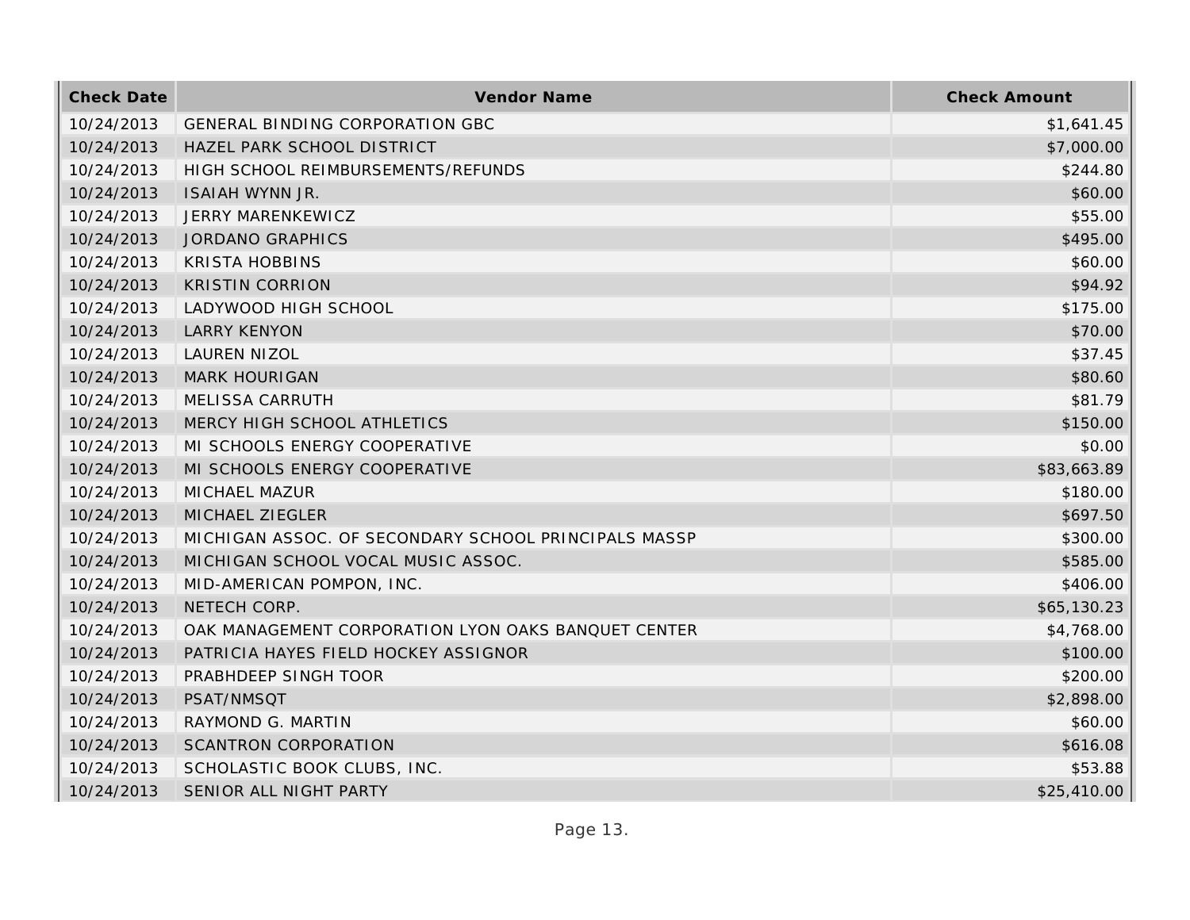| Check Date | Vendor Name | Check Amount |
| --- | --- | --- |
| 10/24/2013 | GENERAL BINDING CORPORATION GBC | $1,641.45 |
| 10/24/2013 | HAZEL PARK SCHOOL DISTRICT | $7,000.00 |
| 10/24/2013 | HIGH SCHOOL REIMBURSEMENTS/REFUNDS | $244.80 |
| 10/24/2013 | ISAIAH WYNN JR. | $60.00 |
| 10/24/2013 | JERRY MARENKEWICZ | $55.00 |
| 10/24/2013 | JORDANO GRAPHICS | $495.00 |
| 10/24/2013 | KRISTA HOBBINS | $60.00 |
| 10/24/2013 | KRISTIN CORRION | $94.92 |
| 10/24/2013 | LADYWOOD HIGH SCHOOL | $175.00 |
| 10/24/2013 | LARRY KENYON | $70.00 |
| 10/24/2013 | LAUREN NIZOL | $37.45 |
| 10/24/2013 | MARK HOURIGAN | $80.60 |
| 10/24/2013 | MELISSA CARRUTH | $81.79 |
| 10/24/2013 | MERCY HIGH SCHOOL ATHLETICS | $150.00 |
| 10/24/2013 | MI SCHOOLS ENERGY COOPERATIVE | $0.00 |
| 10/24/2013 | MI SCHOOLS ENERGY COOPERATIVE | $83,663.89 |
| 10/24/2013 | MICHAEL MAZUR | $180.00 |
| 10/24/2013 | MICHAEL ZIEGLER | $697.50 |
| 10/24/2013 | MICHIGAN ASSOC. OF SECONDARY SCHOOL PRINCIPALS MASSP | $300.00 |
| 10/24/2013 | MICHIGAN SCHOOL VOCAL MUSIC ASSOC. | $585.00 |
| 10/24/2013 | MID-AMERICAN POMPON, INC. | $406.00 |
| 10/24/2013 | NETECH CORP. | $65,130.23 |
| 10/24/2013 | OAK MANAGEMENT CORPORATION LYON OAKS BANQUET CENTER | $4,768.00 |
| 10/24/2013 | PATRICIA HAYES FIELD HOCKEY ASSIGNOR | $100.00 |
| 10/24/2013 | PRABHDEEP SINGH TOOR | $200.00 |
| 10/24/2013 | PSAT/NMSQT | $2,898.00 |
| 10/24/2013 | RAYMOND G. MARTIN | $60.00 |
| 10/24/2013 | SCANTRON CORPORATION | $616.08 |
| 10/24/2013 | SCHOLASTIC BOOK CLUBS, INC. | $53.88 |
| 10/24/2013 | SENIOR ALL NIGHT PARTY | $25,410.00 |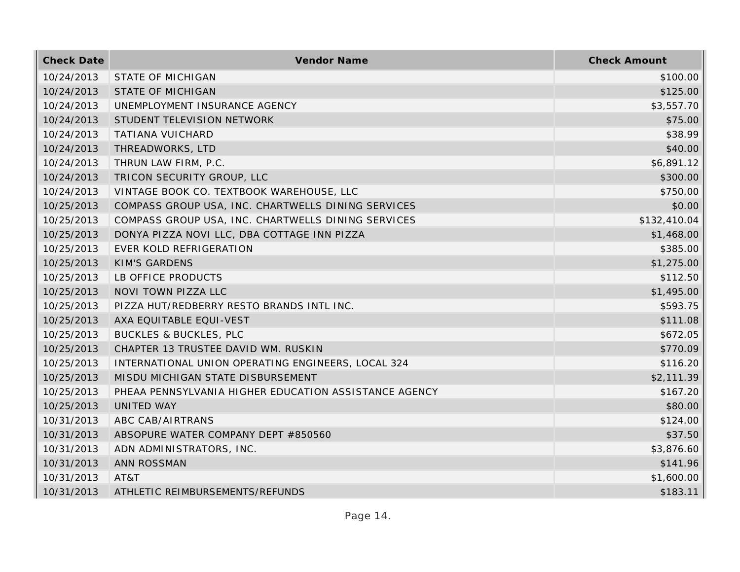| Check Date | Vendor Name | Check Amount |
| --- | --- | --- |
| 10/24/2013 | STATE OF MICHIGAN | $100.00 |
| 10/24/2013 | STATE OF MICHIGAN | $125.00 |
| 10/24/2013 | UNEMPLOYMENT INSURANCE AGENCY | $3,557.70 |
| 10/24/2013 | STUDENT TELEVISION NETWORK | $75.00 |
| 10/24/2013 | TATIANA VUICHARD | $38.99 |
| 10/24/2013 | THREADWORKS, LTD | $40.00 |
| 10/24/2013 | THRUN LAW FIRM, P.C. | $6,891.12 |
| 10/24/2013 | TRICON SECURITY GROUP, LLC | $300.00 |
| 10/24/2013 | VINTAGE BOOK CO. TEXTBOOK WAREHOUSE, LLC | $750.00 |
| 10/25/2013 | COMPASS GROUP USA, INC. CHARTWELLS DINING SERVICES | $0.00 |
| 10/25/2013 | COMPASS GROUP USA, INC. CHARTWELLS DINING SERVICES | $132,410.04 |
| 10/25/2013 | DONYA PIZZA NOVI LLC, DBA COTTAGE INN PIZZA | $1,468.00 |
| 10/25/2013 | EVER KOLD REFRIGERATION | $385.00 |
| 10/25/2013 | KIM'S GARDENS | $1,275.00 |
| 10/25/2013 | LB OFFICE PRODUCTS | $112.50 |
| 10/25/2013 | NOVI TOWN PIZZA LLC | $1,495.00 |
| 10/25/2013 | PIZZA HUT/REDBERRY RESTO BRANDS INTL INC. | $593.75 |
| 10/25/2013 | AXA EQUITABLE EQUI-VEST | $111.08 |
| 10/25/2013 | BUCKLES & BUCKLES, PLC | $672.05 |
| 10/25/2013 | CHAPTER 13 TRUSTEE DAVID WM. RUSKIN | $770.09 |
| 10/25/2013 | INTERNATIONAL UNION OPERATING ENGINEERS, LOCAL 324 | $116.20 |
| 10/25/2013 | MISDU MICHIGAN STATE DISBURSEMENT | $2,111.39 |
| 10/25/2013 | PHEAA PENNSYLVANIA HIGHER EDUCATION ASSISTANCE AGENCY | $167.20 |
| 10/25/2013 | UNITED WAY | $80.00 |
| 10/31/2013 | ABC CAB/AIRTRANS | $124.00 |
| 10/31/2013 | ABSOPURE WATER COMPANY DEPT #850560 | $37.50 |
| 10/31/2013 | ADN ADMINISTRATORS, INC. | $3,876.60 |
| 10/31/2013 | ANN ROSSMAN | $141.96 |
| 10/31/2013 | AT&T | $1,600.00 |
| 10/31/2013 | ATHLETIC REIMBURSEMENTS/REFUNDS | $183.11 |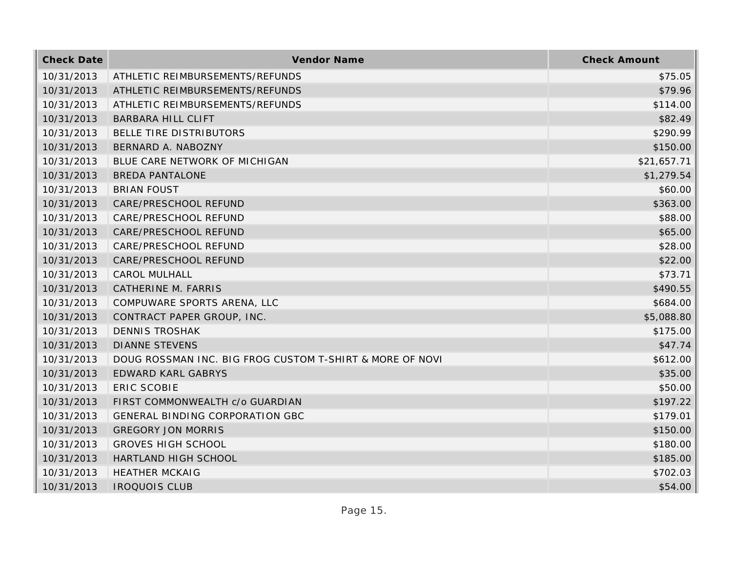| Check Date | Vendor Name | Check Amount |
| --- | --- | --- |
| 10/31/2013 | ATHLETIC REIMBURSEMENTS/REFUNDS | $75.05 |
| 10/31/2013 | ATHLETIC REIMBURSEMENTS/REFUNDS | $79.96 |
| 10/31/2013 | ATHLETIC REIMBURSEMENTS/REFUNDS | $114.00 |
| 10/31/2013 | BARBARA HILL CLIFT | $82.49 |
| 10/31/2013 | BELLE TIRE DISTRIBUTORS | $290.99 |
| 10/31/2013 | BERNARD A. NABOZNY | $150.00 |
| 10/31/2013 | BLUE CARE NETWORK OF MICHIGAN | $21,657.71 |
| 10/31/2013 | BREDA PANTALONE | $1,279.54 |
| 10/31/2013 | BRIAN FOUST | $60.00 |
| 10/31/2013 | CARE/PRESCHOOL REFUND | $363.00 |
| 10/31/2013 | CARE/PRESCHOOL REFUND | $88.00 |
| 10/31/2013 | CARE/PRESCHOOL REFUND | $65.00 |
| 10/31/2013 | CARE/PRESCHOOL REFUND | $28.00 |
| 10/31/2013 | CARE/PRESCHOOL REFUND | $22.00 |
| 10/31/2013 | CAROL MULHALL | $73.71 |
| 10/31/2013 | CATHERINE M. FARRIS | $490.55 |
| 10/31/2013 | COMPUWARE SPORTS ARENA, LLC | $684.00 |
| 10/31/2013 | CONTRACT PAPER GROUP, INC. | $5,088.80 |
| 10/31/2013 | DENNIS TROSHAK | $175.00 |
| 10/31/2013 | DIANNE STEVENS | $47.74 |
| 10/31/2013 | DOUG ROSSMAN INC. BIG FROG CUSTOM T-SHIRT & MORE OF NOVI | $612.00 |
| 10/31/2013 | EDWARD KARL GABRYS | $35.00 |
| 10/31/2013 | ERIC SCOBIE | $50.00 |
| 10/31/2013 | FIRST COMMONWEALTH c/o GUARDIAN | $197.22 |
| 10/31/2013 | GENERAL BINDING CORPORATION GBC | $179.01 |
| 10/31/2013 | GREGORY JON MORRIS | $150.00 |
| 10/31/2013 | GROVES HIGH SCHOOL | $180.00 |
| 10/31/2013 | HARTLAND HIGH SCHOOL | $185.00 |
| 10/31/2013 | HEATHER MCKAIG | $702.03 |
| 10/31/2013 | IROQUOIS CLUB | $54.00 |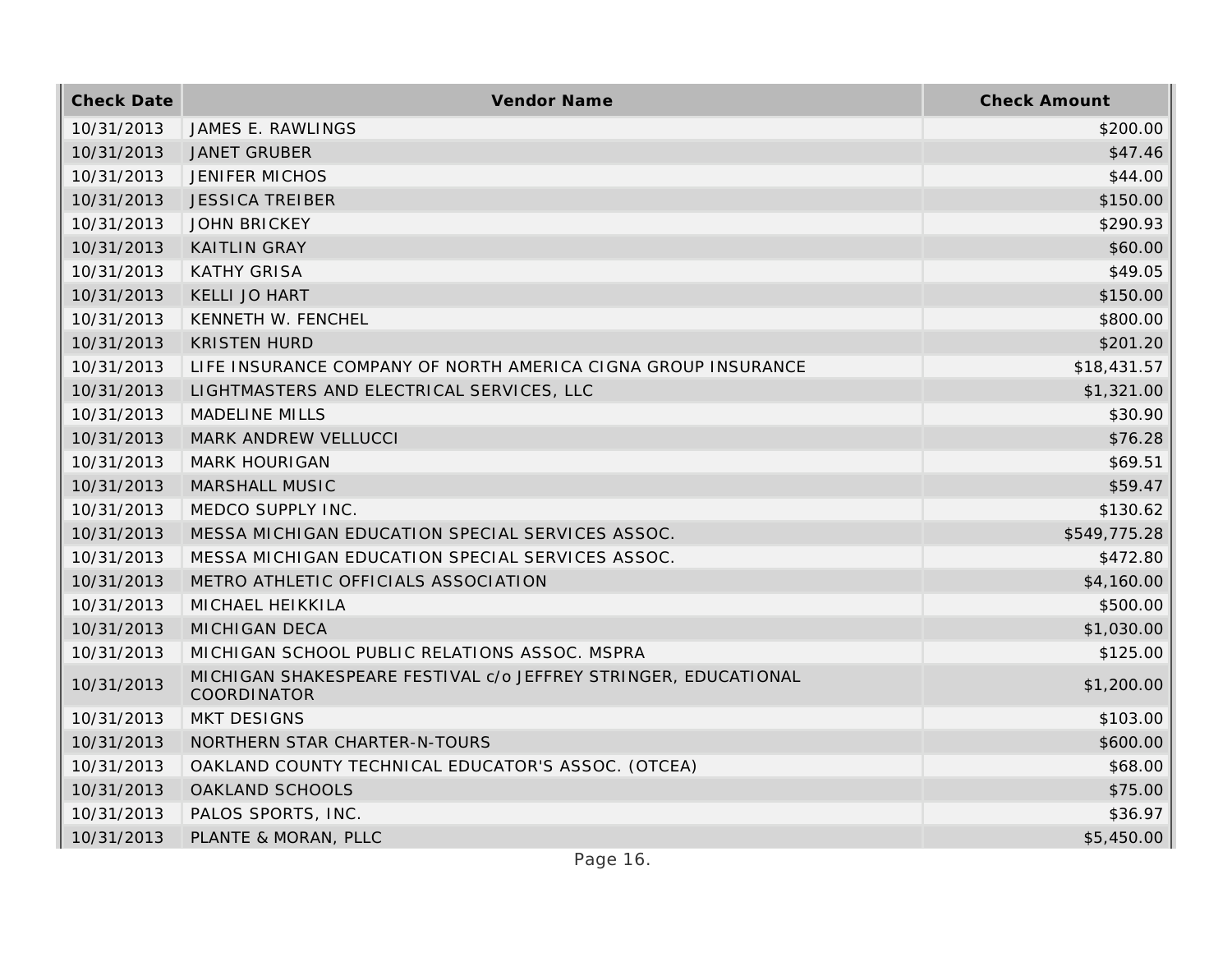| Check Date | Vendor Name | Check Amount |
| --- | --- | --- |
| 10/31/2013 | JAMES E. RAWLINGS | $200.00 |
| 10/31/2013 | JANET GRUBER | $47.46 |
| 10/31/2013 | JENIFER MICHOS | $44.00 |
| 10/31/2013 | JESSICA TREIBER | $150.00 |
| 10/31/2013 | JOHN BRICKEY | $290.93 |
| 10/31/2013 | KAITLIN GRAY | $60.00 |
| 10/31/2013 | KATHY GRISA | $49.05 |
| 10/31/2013 | KELLI JO HART | $150.00 |
| 10/31/2013 | KENNETH W. FENCHEL | $800.00 |
| 10/31/2013 | KRISTEN HURD | $201.20 |
| 10/31/2013 | LIFE INSURANCE COMPANY OF NORTH AMERICA CIGNA GROUP INSURANCE | $18,431.57 |
| 10/31/2013 | LIGHTMASTERS AND ELECTRICAL SERVICES, LLC | $1,321.00 |
| 10/31/2013 | MADELINE MILLS | $30.90 |
| 10/31/2013 | MARK ANDREW VELLUCCI | $76.28 |
| 10/31/2013 | MARK HOURIGAN | $69.51 |
| 10/31/2013 | MARSHALL MUSIC | $59.47 |
| 10/31/2013 | MEDCO SUPPLY INC. | $130.62 |
| 10/31/2013 | MESSA MICHIGAN EDUCATION SPECIAL SERVICES ASSOC. | $549,775.28 |
| 10/31/2013 | MESSA MICHIGAN EDUCATION SPECIAL SERVICES ASSOC. | $472.80 |
| 10/31/2013 | METRO ATHLETIC OFFICIALS ASSOCIATION | $4,160.00 |
| 10/31/2013 | MICHAEL HEIKKILA | $500.00 |
| 10/31/2013 | MICHIGAN DECA | $1,030.00 |
| 10/31/2013 | MICHIGAN SCHOOL PUBLIC RELATIONS ASSOC. MSPRA | $125.00 |
| 10/31/2013 | MICHIGAN SHAKESPEARE FESTIVAL c/o JEFFREY STRINGER, EDUCATIONAL COORDINATOR | $1,200.00 |
| 10/31/2013 | MKT DESIGNS | $103.00 |
| 10/31/2013 | NORTHERN STAR CHARTER-N-TOURS | $600.00 |
| 10/31/2013 | OAKLAND COUNTY TECHNICAL EDUCATOR'S ASSOC. (OTCEA) | $68.00 |
| 10/31/2013 | OAKLAND SCHOOLS | $75.00 |
| 10/31/2013 | PALOS SPORTS, INC. | $36.97 |
| 10/31/2013 | PLANTE & MORAN, PLLC | $5,450.00 |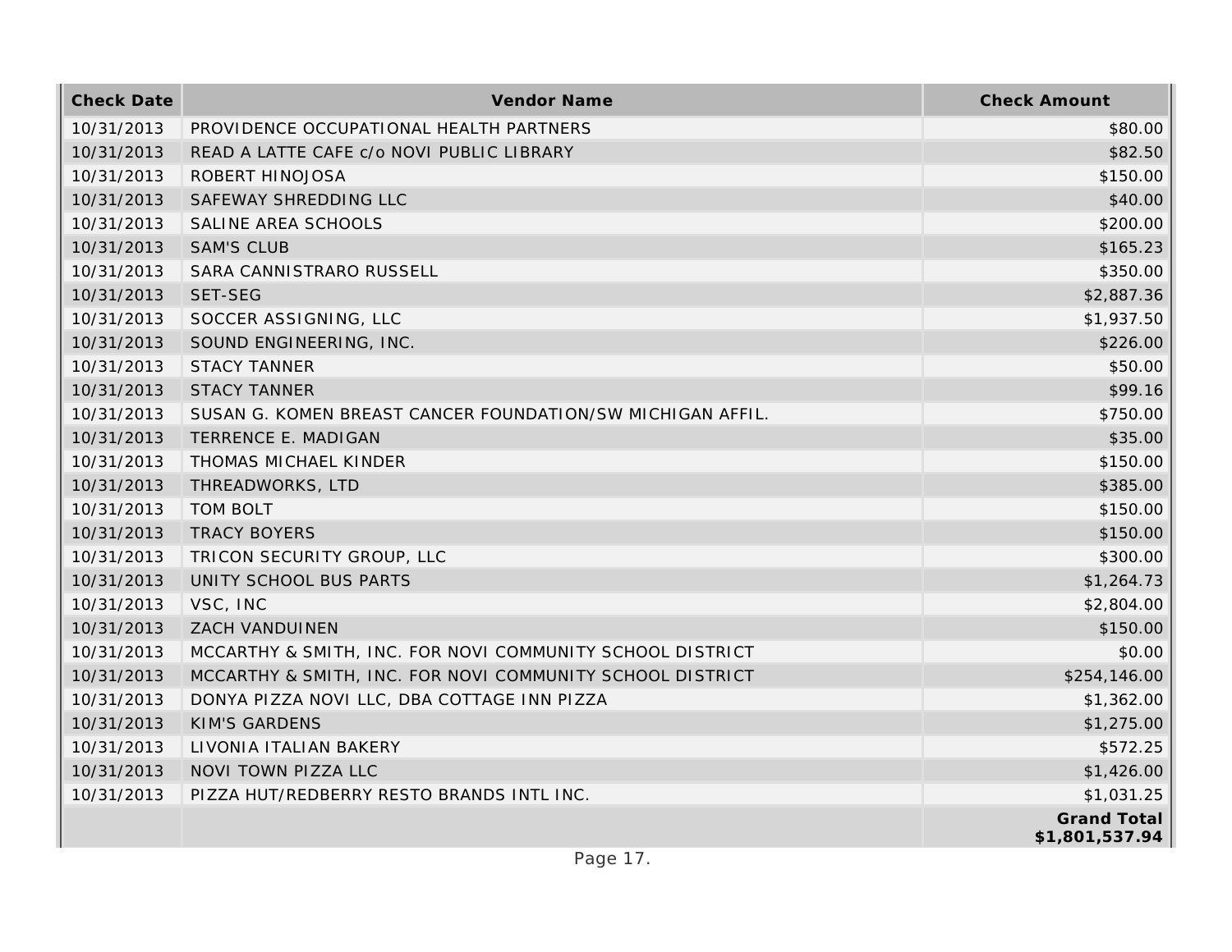| Check Date | Vendor Name | Check Amount |
| --- | --- | --- |
| 10/31/2013 | PROVIDENCE OCCUPATIONAL HEALTH PARTNERS | $80.00 |
| 10/31/2013 | READ A LATTE CAFE c/o NOVI PUBLIC LIBRARY | $82.50 |
| 10/31/2013 | ROBERT HINOJOSA | $150.00 |
| 10/31/2013 | SAFEWAY SHREDDING LLC | $40.00 |
| 10/31/2013 | SALINE AREA SCHOOLS | $200.00 |
| 10/31/2013 | SAM'S CLUB | $165.23 |
| 10/31/2013 | SARA CANNISTRARO RUSSELL | $350.00 |
| 10/31/2013 | SET-SEG | $2,887.36 |
| 10/31/2013 | SOCCER ASSIGNING, LLC | $1,937.50 |
| 10/31/2013 | SOUND ENGINEERING, INC. | $226.00 |
| 10/31/2013 | STACY TANNER | $50.00 |
| 10/31/2013 | STACY TANNER | $99.16 |
| 10/31/2013 | SUSAN G. KOMEN BREAST CANCER FOUNDATION/SW MICHIGAN AFFIL. | $750.00 |
| 10/31/2013 | TERRENCE E. MADIGAN | $35.00 |
| 10/31/2013 | THOMAS MICHAEL KINDER | $150.00 |
| 10/31/2013 | THREADWORKS, LTD | $385.00 |
| 10/31/2013 | TOM BOLT | $150.00 |
| 10/31/2013 | TRACY BOYERS | $150.00 |
| 10/31/2013 | TRICON SECURITY GROUP, LLC | $300.00 |
| 10/31/2013 | UNITY SCHOOL BUS PARTS | $1,264.73 |
| 10/31/2013 | VSC, INC | $2,804.00 |
| 10/31/2013 | ZACH VANDUINEN | $150.00 |
| 10/31/2013 | MCCARTHY & SMITH, INC. FOR NOVI COMMUNITY SCHOOL DISTRICT | $0.00 |
| 10/31/2013 | MCCARTHY & SMITH, INC. FOR NOVI COMMUNITY SCHOOL DISTRICT | $254,146.00 |
| 10/31/2013 | DONYA PIZZA NOVI LLC, DBA COTTAGE INN PIZZA | $1,362.00 |
| 10/31/2013 | KIM'S GARDENS | $1,275.00 |
| 10/31/2013 | LIVONIA ITALIAN BAKERY | $572.25 |
| 10/31/2013 | NOVI TOWN PIZZA LLC | $1,426.00 |
| 10/31/2013 | PIZZA HUT/REDBERRY RESTO BRANDS INTL INC. | $1,031.25 |
| | | **Grand Total $1,801,537.94** |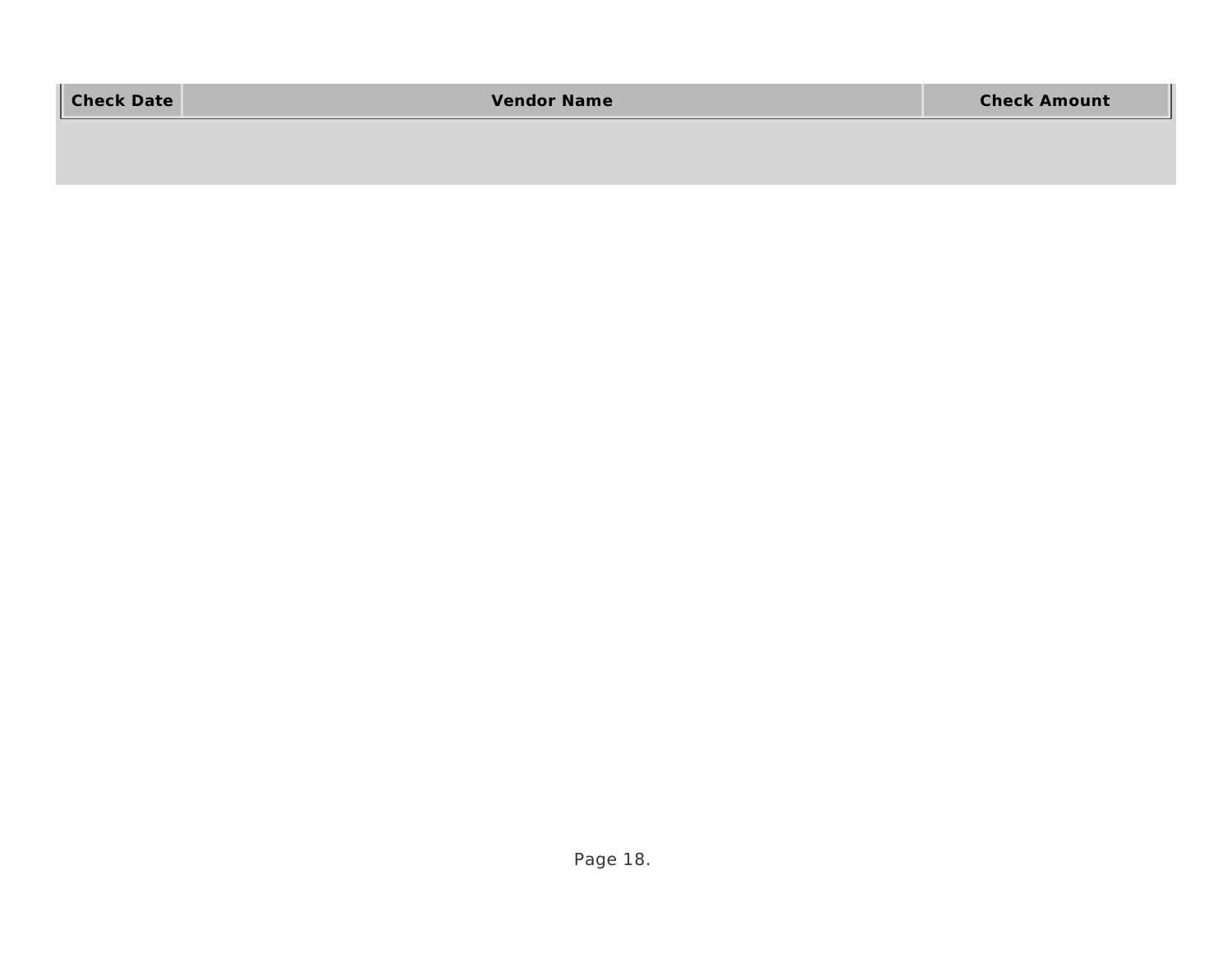| Check Date | Vendor Name | Check Amount |
| --- | --- | --- |